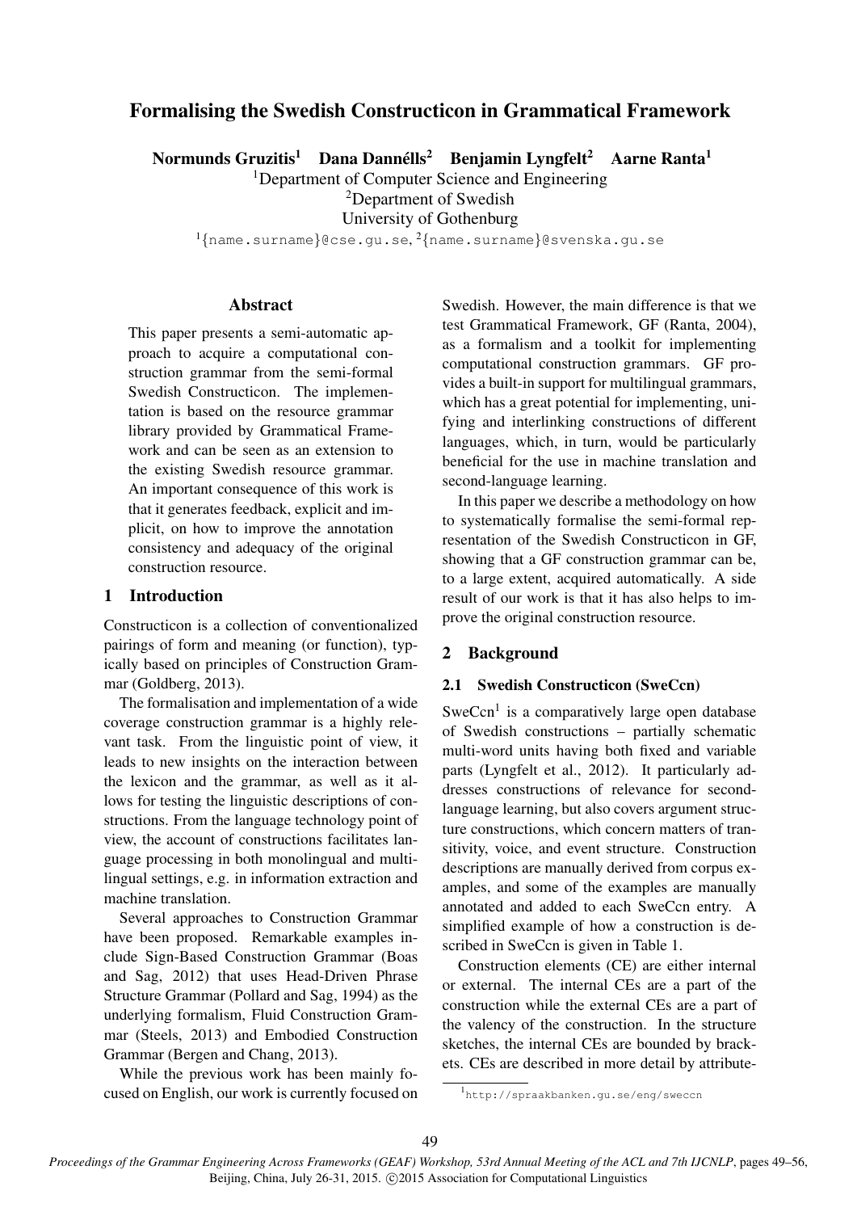# Formalising the Swedish Constructicon in Grammatical Framework

**Normunds Gruzitis[1] Dana Dannélls[2] Benjamin Lyngfelt[2] Aarne Ranta[1]**

[1]Department of Computer Science and Engineering
[2]Department of Swedish
University of Gothenburg
[1]{name.surname}@cse.gu.se, [2]{name.surname}@svenska.gu.se

## Abstract

This paper presents a semi-automatic approach to acquire a computational construction grammar from the semi-formal Swedish Constructicon. The implementation is based on the resource grammar library provided by Grammatical Framework and can be seen as an extension to the existing Swedish resource grammar. An important consequence of this work is that it generates feedback, explicit and implicit, on how to improve the annotation consistency and adequacy of the original construction resource.

## 1 Introduction

Constructicon is a collection of conventionalized pairings of form and meaning (or function), typically based on principles of Construction Grammar (Goldberg, 2013).

The formalisation and implementation of a wide coverage construction grammar is a highly relevant task. From the linguistic point of view, it leads to new insights on the interaction between the lexicon and the grammar, as well as it allows for testing the linguistic descriptions of constructions. From the language technology point of view, the account of constructions facilitates language processing in both monolingual and multilingual settings, e.g. in information extraction and machine translation.

Several approaches to Construction Grammar have been proposed. Remarkable examples include Sign-Based Construction Grammar (Boas and Sag, 2012) that uses Head-Driven Phrase Structure Grammar (Pollard and Sag, 1994) as the underlying formalism, Fluid Construction Grammar (Steels, 2013) and Embodied Construction Grammar (Bergen and Chang, 2013).

While the previous work has been mainly focused on English, our work is currently focused on Swedish. However, the main difference is that we test Grammatical Framework, GF (Ranta, 2004), as a formalism and a toolkit for implementing computational construction grammars. GF provides a built-in support for multilingual grammars, which has a great potential for implementing, unifying and interlinking constructions of different languages, which, in turn, would be particularly beneficial for the use in machine translation and second-language learning.

In this paper we describe a methodology on how to systematically formalise the semi-formal representation of the Swedish Constructicon in GF, showing that a GF construction grammar can be, to a large extent, acquired automatically. A side result of our work is that it has also helps to improve the original construction resource.

## 2 Background

### 2.1 Swedish Constructicon (SweCcn)

SweCcn[1] is a comparatively large open database of Swedish constructions – partially schematic multi-word units having both fixed and variable parts (Lyngfelt et al., 2012). It particularly addresses constructions of relevance for second-language learning, but also covers argument structure constructions, which concern matters of transitivity, voice, and event structure. Construction descriptions are manually derived from corpus examples, and some of the examples are manually annotated and added to each SweCcn entry. A simplified example of how a construction is described in SweCcn is given in Table 1.

Construction elements (CE) are either internal or external. The internal CEs are a part of the construction while the external CEs are a part of the valency of the construction. In the structure sketches, the internal CEs are bounded by brackets. CEs are described in more detail by attribute-

[1] http://spraakbanken.gu.se/eng/sweccn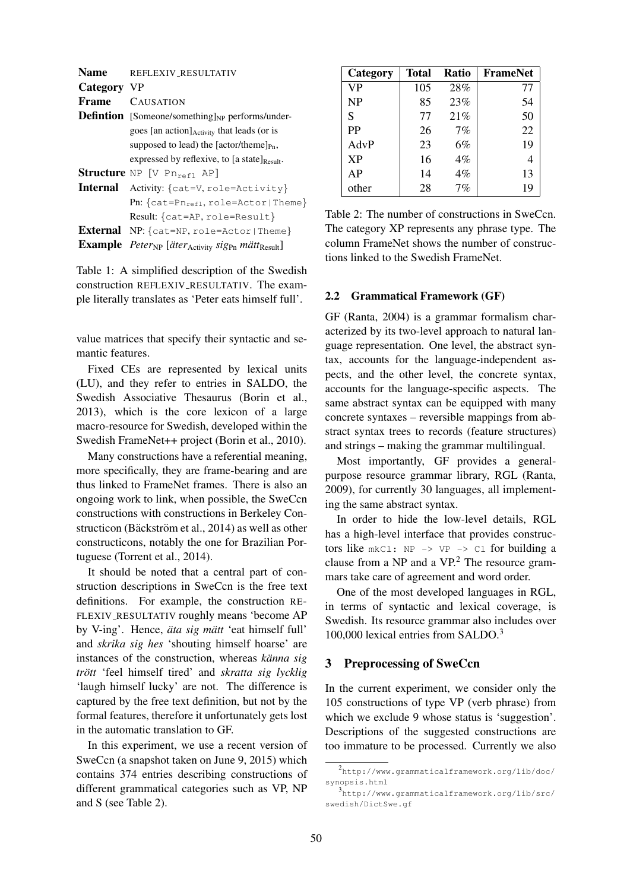| **Name** | REFLEXIV_RESULTATIV |
| --- | --- |
| **Category** | VP |
| **Frame** | CAUSATION |
| **Defintion** | [Someone/something]$_{\text{NP}}$ performs/undergoes [an action]$_{\text{Activity}}$ that leads (or is supposed to lead) the [actor/theme]$_{\text{Pn}}$, expressed by reflexive, to [a state]$_{\text{Result}}$. |
| **Structure** | `NP [V Pn`$_{\text{refl}}$ `AP]` |
| **Internal** | Activity: `{cat=V, role=Activity}` Pn: `{cat=Pn`$_{\text{refl}}$`, role=Actor|Theme}` Result: `{cat=AP, role=Result}` |
| **External** | NP: `{cat=NP, role=Actor|Theme}` |
| **Example** | *Peter*$_{\text{NP}}$ [*äter*$_{\text{Activity}}$ *sig*$_{\text{Pn}}$ *mätt*$_{\text{Result}}$] |

Table 1: A simplified description of the Swedish construction REFLEXIV_RESULTATIV. The example literally translates as 'Peter eats himself full'.

value matrices that specify their syntactic and semantic features.

Fixed CEs are represented by lexical units (LU), and they refer to entries in SALDO, the Swedish Associative Thesaurus (Borin et al., 2013), which is the core lexicon of a large macro-resource for Swedish, developed within the Swedish FrameNet++ project (Borin et al., 2010).

Many constructions have a referential meaning, more specifically, they are frame-bearing and are thus linked to FrameNet frames. There is also an ongoing work to link, when possible, the SweCcn constructions with constructions in Berkeley Constructicon (Bäckström et al., 2014) as well as other constructicons, notably the one for Brazilian Portuguese (Torrent et al., 2014).

It should be noted that a central part of construction descriptions in SweCcn is the free text definitions. For example, the construction REFLEXIV_RESULTATIV roughly means 'become AP by V-ing'. Hence, *äta sig mätt* 'eat himself full' and *skrika sig hes* 'shouting himself hoarse' are instances of the construction, whereas *känna sig trött* 'feel himself tired' and *skratta sig lycklig* 'laugh himself lucky' are not. The difference is captured by the free text definition, but not by the formal features, therefore it unfortunately gets lost in the automatic translation to GF.

In this experiment, we use a recent version of SweCcn (a snapshot taken on June 9, 2015) which contains 374 entries describing constructions of different grammatical categories such as VP, NP and S (see Table 2).

| **Category** | **Total** | **Ratio** | **FrameNet** |
| --- | --- | --- | --- |
| VP | 105 | 28% | 77 |
| NP | 85 | 23% | 54 |
| S | 77 | 21% | 50 |
| PP | 26 | 7% | 22 |
| AdvP | 23 | 6% | 19 |
| XP | 16 | 4% | 4 |
| AP | 14 | 4% | 13 |
| other | 28 | 7% | 19 |

Table 2: The number of constructions in SweCcn. The category XP represents any phrase type. The column FrameNet shows the number of constructions linked to the Swedish FrameNet.

### 2.2 Grammatical Framework (GF)

GF (Ranta, 2004) is a grammar formalism characterized by its two-level approach to natural language representation. One level, the abstract syntax, accounts for the language-independent aspects, and the other level, the concrete syntax, accounts for the language-specific aspects. The same abstract syntax can be equipped with many concrete syntaxes – reversible mappings from abstract syntax trees to records (feature structures) and strings – making the grammar multilingual.

Most importantly, GF provides a general-purpose resource grammar library, RGL (Ranta, 2009), for currently 30 languages, all implementing the same abstract syntax.

In order to hide the low-level details, RGL has a high-level interface that provides constructors like `mkCl: NP -> VP -> Cl` for building a clause from a NP and a VP.[2] The resource grammars take care of agreement and word order.

One of the most developed languages in RGL, in terms of syntactic and lexical coverage, is Swedish. Its resource grammar also includes over 100,000 lexical entries from SALDO.[3]

## 3 Preprocessing of SweCcn

In the current experiment, we consider only the 105 constructions of type VP (verb phrase) from which we exclude 9 whose status is 'suggestion'. Descriptions of the suggested constructions are too immature to be processed. Currently we also

[2] http://www.grammaticalframework.org/lib/doc/synopsis.html

[3] http://www.grammaticalframework.org/lib/src/swedish/DictSwe.gf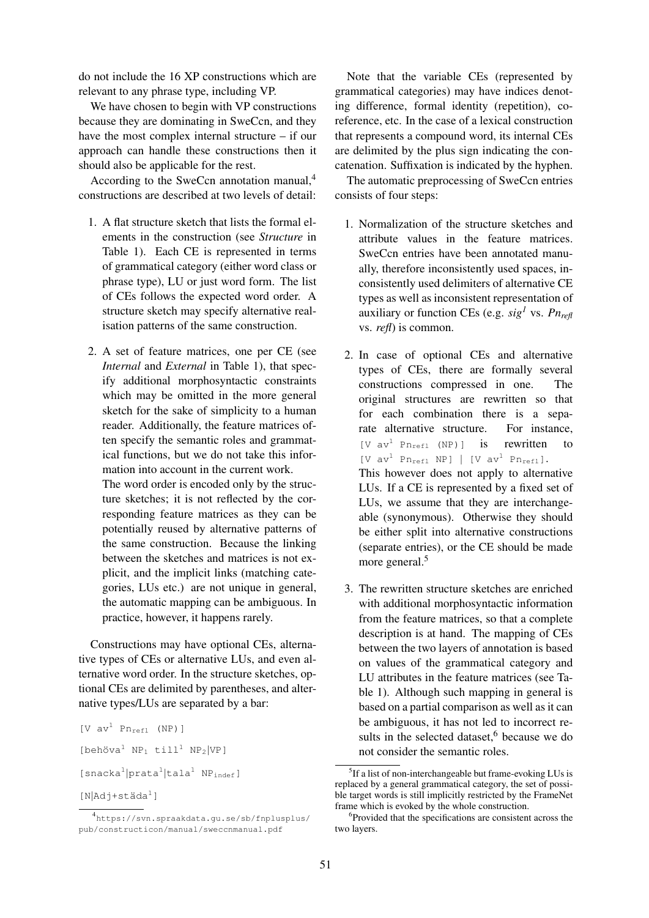do not include the 16 XP constructions which are relevant to any phrase type, including VP.

We have chosen to begin with VP constructions because they are dominating in SweCcn, and they have the most complex internal structure – if our approach can handle these constructions then it should also be applicable for the rest.

According to the SweCcn annotation manual,[4] constructions are described at two levels of detail:

1. A flat structure sketch that lists the formal elements in the construction (see *Structure* in Table 1). Each CE is represented in terms of grammatical category (either word class or phrase type), LU or just word form. The list of CEs follows the expected word order. A structure sketch may specify alternative realisation patterns of the same construction.

2. A set of feature matrices, one per CE (see *Internal* and *External* in Table 1), that specify additional morphosyntactic constraints which may be omitted in the more general sketch for the sake of simplicity to a human reader. Additionally, the feature matrices often specify the semantic roles and grammatical functions, but we do not take this information into account in the current work.

   The word order is encoded only by the structure sketches; it is not reflected by the corresponding feature matrices as they can be potentially reused by alternative patterns of the same construction. Because the linking between the sketches and matrices is not explicit, and the implicit links (matching categories, LUs etc.) are not unique in general, the automatic mapping can be ambiguous. In practice, however, it happens rarely.

Constructions may have optional CEs, alternative types of CEs or alternative LUs, and even alternative word order. In the structure sketches, optional CEs are delimited by parentheses, and alternative types/LUs are separated by a bar:

$[\texttt{V av}^1\ \texttt{Pn}_{\texttt{refl}}\ \texttt{(NP)}]$

$[\texttt{behöva}^1\ \texttt{NP}_1\ \texttt{till}^1\ \texttt{NP}_2|\texttt{VP}]$

$[\texttt{snacka}^1|\texttt{prata}^1|\texttt{tala}^1\ \texttt{NP}_{\texttt{indef}}]$

$[\texttt{N}|\texttt{Adj+städa}^1]$

Note that the variable CEs (represented by grammatical categories) may have indices denoting difference, formal identity (repetition), coreference, etc. In the case of a lexical construction that represents a compound word, its internal CEs are delimited by the plus sign indicating the concatenation. Suffixation is indicated by the hyphen.

The automatic preprocessing of SweCcn entries consists of four steps:

1. Normalization of the structure sketches and attribute values in the feature matrices. SweCcn entries have been annotated manually, therefore inconsistently used spaces, inconsistently used delimiters of alternative CE types as well as inconsistent representation of auxiliary or function CEs (e.g. $sig^1$ vs. $Pn_{refl}$ vs. *refl*) is common.

2. In case of optional CEs and alternative types of CEs, there are formally several constructions compressed in one. The original structures are rewritten so that for each combination there is a separate alternative structure. For instance, $[\texttt{V av}^1\ \texttt{Pn}_{\texttt{refl}}\ \texttt{(NP)}]$ is rewritten to $[\texttt{V av}^1\ \texttt{Pn}_{\texttt{refl}}\ \texttt{NP}]\ |\ [\texttt{V av}^1\ \texttt{Pn}_{\texttt{refl}}]$.

   This however does not apply to alternative LUs. If a CE is represented by a fixed set of LUs, we assume that they are interchangeable (synonymous). Otherwise they should be either split into alternative constructions (separate entries), or the CE should be made more general.[5]

3. The rewritten structure sketches are enriched with additional morphosyntactic information from the feature matrices, so that a complete description is at hand. The mapping of CEs between the two layers of annotation is based on values of the grammatical category and LU attributes in the feature matrices (see Table 1). Although such mapping in general is based on a partial comparison as well as it can be ambiguous, it has not led to incorrect results in the selected dataset,[6] because we do not consider the semantic roles.

[4] https://svn.spraakdata.gu.se/sb/fnplusplus/pub/constructicon/manual/sweccnmanual.pdf

[5] If a list of non-interchangeable but frame-evoking LUs is replaced by a general grammatical category, the set of possible target words is still implicitly restricted by the FrameNet frame which is evoked by the whole construction.

[6] Provided that the specifications are consistent across the two layers.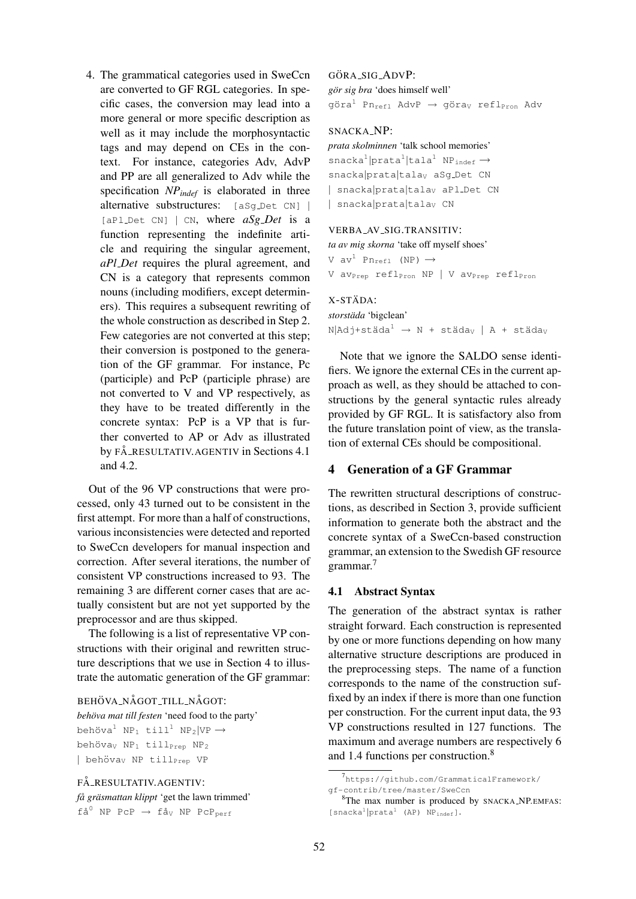4. The grammatical categories used in SweCcn are converted to GF RGL categories. In specific cases, the conversion may lead into a more general or more specific description as well as it may include the morphosyntactic tags and may depend on CEs in the context. For instance, categories Adv, AdvP and PP are all generalized to Adv while the specification *NP$_{indef}$* is elaborated in three alternative substructures: `[aSg_Det CN] | [aPl_Det CN] | CN`, where *aSg_Det* is a function representing the indefinite article and requiring the singular agreement, *aPl_Det* requires the plural agreement, and CN is a category that represents common nouns (including modifiers, except determiners). This requires a subsequent rewriting of the whole construction as described in Step 2. Few categories are not converted at this step; their conversion is postponed to the generation of the GF grammar. For instance, Pc (participle) and PcP (participle phrase) are not converted to V and VP respectively, as they have to be treated differently in the concrete syntax: PcP is a VP that is further converted to AP or Adv as illustrated by FÅ_RESULTATIV.AGENTIV in Sections 4.1 and 4.2.

Out of the 96 VP constructions that were processed, only 43 turned out to be consistent in the first attempt. For more than a half of constructions, various inconsistencies were detected and reported to SweCcn developers for manual inspection and correction. After several iterations, the number of consistent VP constructions increased to 93. The remaining 3 are different corner cases that are actually consistent but are not yet supported by the preprocessor and are thus skipped.

The following is a list of representative VP constructions with their original and rewritten structure descriptions that we use in Section 4 to illustrate the automatic generation of the GF grammar:

BEHÖVA_NÅGOT_TILL_NÅGOT:
*behöva mat till festen* 'need food to the party'
behöva$^{1}$ NP$_{1}$ till$^{1}$ NP$_{2}$|VP $\rightarrow$
behöva$_{V}$ NP$_{1}$ till$_{Prep}$ NP$_{2}$
| behöva$_{V}$ NP till$_{Prep}$ VP

FÅ_RESULTATIV.AGENTIV:
*få gräsmattan klippt* 'get the lawn trimmed'
få$^{0}$ NP PcP $\rightarrow$ få$_{V}$ NP PcP$_{perf}$

GÖRA_SIG_ADVP:
*gör sig bra* 'does himself well'
göra$^{1}$ Pn$_{refl}$ AdvP $\rightarrow$ göra$_{V}$ refl$_{Pron}$ Adv

SNACKA_NP:
*prata skolminnen* 'talk school memories'
snacka$^{1}$|prata$^{1}$|tala$^{1}$ NP$_{indef}$ $\rightarrow$
snacka|prata|tala$_{V}$ aSg_Det CN
| snacka|prata|tala$_{V}$ aPl_Det CN
| snacka|prata|tala$_{V}$ CN

VERBA_AV_SIG.TRANSITIV:
*ta av mig skorna* 'take off myself shoes'
V av$^{1}$ Pn$_{refl}$ (NP) $\rightarrow$
V av$_{Prep}$ refl$_{Pron}$ NP | V av$_{Prep}$ refl$_{Pron}$

X-STÄDA:
*storstäda* 'bigclean'
N|Adj+städa$^{1}$ $\rightarrow$ N + städa$_{V}$ | A + städa$_{V}$

Note that we ignore the SALDO sense identifiers. We ignore the external CEs in the current approach as well, as they should be attached to constructions by the general syntactic rules already provided by GF RGL. It is satisfactory also from the future translation point of view, as the translation of external CEs should be compositional.

## 4 Generation of a GF Grammar

The rewritten structural descriptions of constructions, as described in Section 3, provide sufficient information to generate both the abstract and the concrete syntax of a SweCcn-based construction grammar, an extension to the Swedish GF resource grammar.[7]

### 4.1 Abstract Syntax

The generation of the abstract syntax is rather straight forward. Each construction is represented by one or more functions depending on how many alternative structure descriptions are produced in the preprocessing steps. The name of a function corresponds to the name of the construction suffixed by an index if there is more than one function per construction. For the current input data, the 93 VP constructions resulted in 127 functions. The maximum and average numbers are respectively 6 and 1.4 functions per construction.[8]

[7] https://github.com/GrammaticalFramework/gf-contrib/tree/master/SweCcn

[8] The max number is produced by SNACKA_NP.EMFAS: [snacka$^{1}$|prata$^{1}$ (AP) NP$_{indef}$].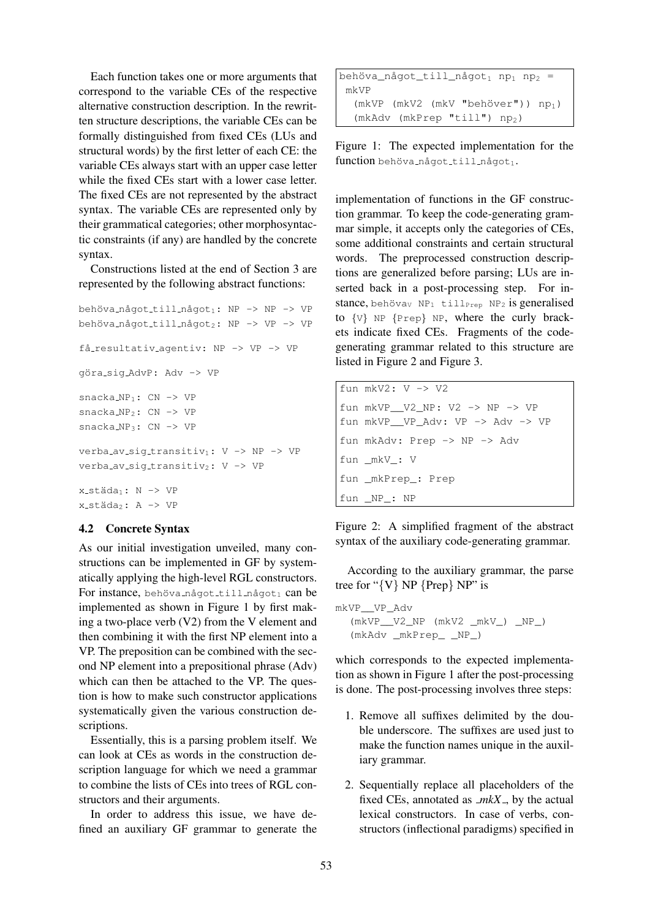Each function takes one or more arguments that correspond to the variable CEs of the respective alternative construction description. In the rewritten structure descriptions, the variable CEs can be formally distinguished from fixed CEs (LUs and structural words) by the first letter of each CE: the variable CEs always start with an upper case letter while the fixed CEs start with a lower case letter. The fixed CEs are not represented by the abstract syntax. The variable CEs are represented only by their grammatical categories; other morphosyntactic constraints (if any) are handled by the concrete syntax.

Constructions listed at the end of Section 3 are represented by the following abstract functions:

```
behöva_något_till_något₁: NP -> NP -> VP
behöva_något_till_något₂: NP -> VP -> VP

få_resultativ_agentiv: NP -> VP -> VP

göra_sig_AdvP: Adv -> VP

snacka_NP₁: CN -> VP
snacka_NP₂: CN -> VP
snacka_NP₃: CN -> VP

verba_av_sig_transitiv₁: V -> NP -> VP
verba_av_sig_transitiv₂: V -> VP

x_städa₁: N -> VP
x_städa₂: A -> VP
```

### 4.2 Concrete Syntax

As our initial investigation unveiled, many constructions can be implemented in GF by systematically applying the high-level RGL constructors. For instance, behöva_något_till_något₁ can be implemented as shown in Figure 1 by first making a two-place verb (V2) from the V element and then combining it with the first NP element into a VP. The preposition can be combined with the second NP element into a prepositional phrase (Adv) which can then be attached to the VP. The question is how to make such constructor applications systematically given the various construction descriptions.

Essentially, this is a parsing problem itself. We can look at CEs as words in the construction description language for which we need a grammar to combine the lists of CEs into trees of RGL constructors and their arguments.

In order to address this issue, we have defined an auxiliary GF grammar to generate the

```
behöva_något_till_något₁ np₁ np₂ =
 mkVP
   (mkVP (mkV2 (mkV "behöver")) np₁)
   (mkAdv (mkPrep "till") np₂)
```

Figure 1: The expected implementation for the function behöva_något_till_något₁.

implementation of functions in the GF construction grammar. To keep the code-generating grammar simple, it accepts only the categories of CEs, some additional constraints and certain structural words. The preprocessed construction descriptions are generalized before parsing; LUs are inserted back in a post-processing step. For instance, $\text{behöva}_{V}$ $\text{NP}_1$ $\text{till}_{Prep}$ $\text{NP}_2$ is generalised to {V} NP {Prep} NP, where the curly brackets indicate fixed CEs. Fragments of the code-generating grammar related to this structure are listed in Figure 2 and Figure 3.

```
fun mkV2: V -> V2
fun mkVP__V2_NP: V2 -> NP -> VP
fun mkVP__VP_Adv: VP -> Adv -> VP
fun mkAdv: Prep -> NP -> Adv
fun _mkV_: V
fun _mkPrep_: Prep
fun _NP_: NP
```

Figure 2: A simplified fragment of the abstract syntax of the auxiliary code-generating grammar.

According to the auxiliary grammar, the parse tree for "{V} NP {Prep} NP" is

```
mkVP__VP_Adv
  (mkVP__V2_NP (mkV2 _mkV_) _NP_)
  (mkAdv _mkPrep_ _NP_)
```

which corresponds to the expected implementation as shown in Figure 1 after the post-processing is done. The post-processing involves three steps:

1. Remove all suffixes delimited by the double underscore. The suffixes are used just to make the function names unique in the auxiliary grammar.
2. Sequentially replace all placeholders of the fixed CEs, annotated as *_mkX_*, by the actual lexical constructors. In case of verbs, constructors (inflectional paradigms) specified in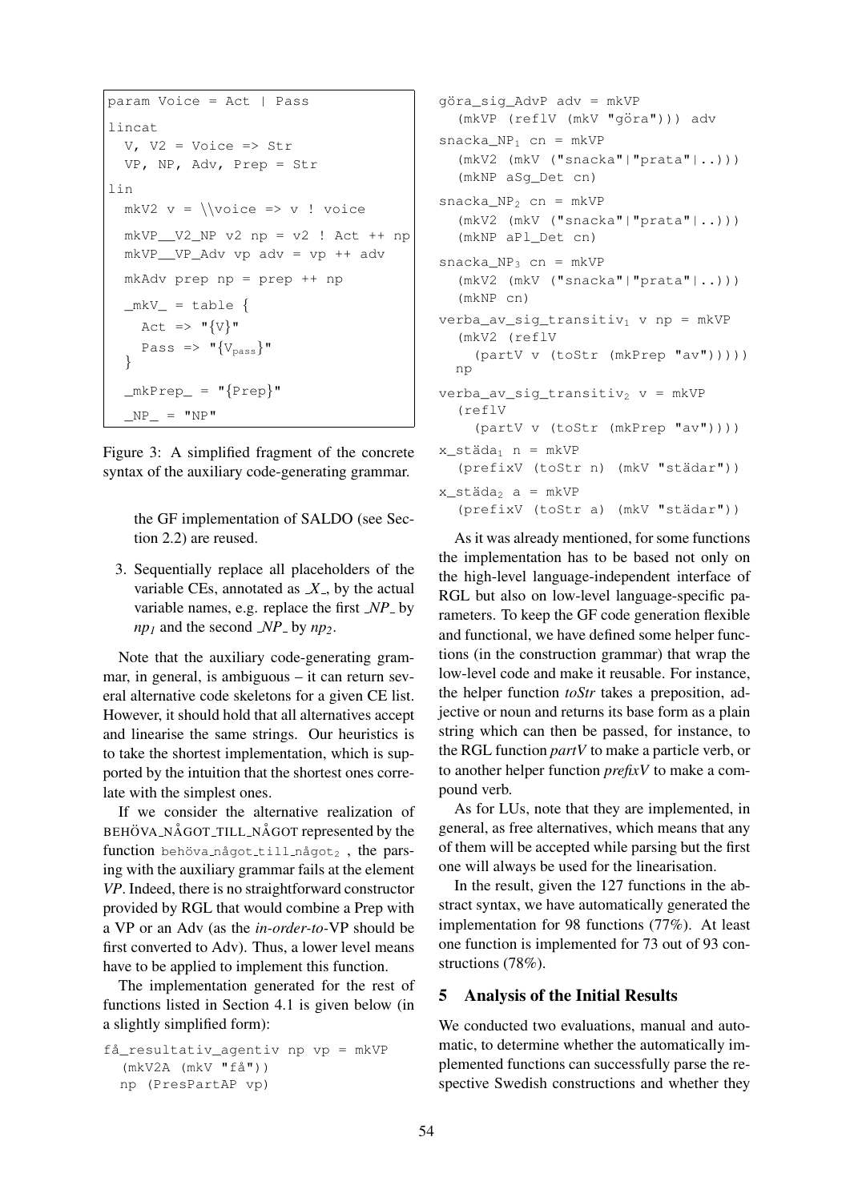```
param Voice = Act | Pass

lincat
  V, V2 = Voice => Str
  VP, NP, Adv, Prep = Str

lin
  mkV2 v = \\voice => v ! voice

  mkVP__V2_NP v2 np = v2 ! Act ++ np
  mkVP__VP_Adv vp adv = vp ++ adv

  mkAdv prep np = prep ++ np

  _mkV_ = table {
    Act => "{V}"
    Pass => "{V_pass}"
  }

  _mkPrep_ = "{Prep}"

  _NP_ = "NP"
```

Figure 3: A simplified fragment of the concrete syntax of the auxiliary code-generating grammar.

the GF implementation of SALDO (see Section 2.2) are reused.

3. Sequentially replace all placeholders of the variable CEs, annotated as _X_, by the actual variable names, e.g. replace the first _NP_ by $np_1$ and the second _NP_ by $np_2$.

Note that the auxiliary code-generating grammar, in general, is ambiguous – it can return several alternative code skeletons for a given CE list. However, it should hold that all alternatives accept and linearise the same strings. Our heuristics is to take the shortest implementation, which is supported by the intuition that the shortest ones correlate with the simplest ones.

If we consider the alternative realization of BEHÖVA_NÅGOT_TILL_NÅGOT represented by the function behöva_något_till_något$_2$ , the parsing with the auxiliary grammar fails at the element *VP*. Indeed, there is no straightforward constructor provided by RGL that would combine a Prep with a VP or an Adv (as the *in-order-to*-VP should be first converted to Adv). Thus, a lower level means have to be applied to implement this function.

The implementation generated for the rest of functions listed in Section 4.1 is given below (in a slightly simplified form):

```
få_resultativ_agentiv np vp = mkVP
  (mkV2A (mkV "få"))
  np (PresPartAP vp)

göra_sig_AdvP adv = mkVP
  (mkVP (reflV (mkV "göra"))) adv

snacka_NP1 cn = mkVP
  (mkV2 (mkV ("snacka"|"prata"|..)))
  (mkNP aSg_Det cn)

snacka_NP2 cn = mkVP
  (mkV2 (mkV ("snacka"|"prata"|..)))
  (mkNP aPl_Det cn)

snacka_NP3 cn = mkVP
  (mkV2 (mkV ("snacka"|"prata"|..)))
  (mkNP cn)

verba_av_sig_transitiv1 v np = mkVP
  (mkV2 (reflV
    (partV v (toStr (mkPrep "av")))))
  np

verba_av_sig_transitiv2 v = mkVP
  (reflV
    (partV v (toStr (mkPrep "av"))))

x_städa1 n = mkVP
  (prefixV (toStr n) (mkV "städar"))

x_städa2 a = mkVP
  (prefixV (toStr a) (mkV "städar"))
```

As it was already mentioned, for some functions the implementation has to be based not only on the high-level language-independent interface of RGL but also on low-level language-specific parameters. To keep the GF code generation flexible and functional, we have defined some helper functions (in the construction grammar) that wrap the low-level code and make it reusable. For instance, the helper function *toStr* takes a preposition, adjective or noun and returns its base form as a plain string which can then be passed, for instance, to the RGL function *partV* to make a particle verb, or to another helper function *prefixV* to make a compound verb.

As for LUs, note that they are implemented, in general, as free alternatives, which means that any of them will be accepted while parsing but the first one will always be used for the linearisation.

In the result, given the 127 functions in the abstract syntax, we have automatically generated the implementation for 98 functions (77%). At least one function is implemented for 73 out of 93 constructions (78%).

## 5 Analysis of the Initial Results

We conducted two evaluations, manual and automatic, to determine whether the automatically implemented functions can successfully parse the respective Swedish constructions and whether they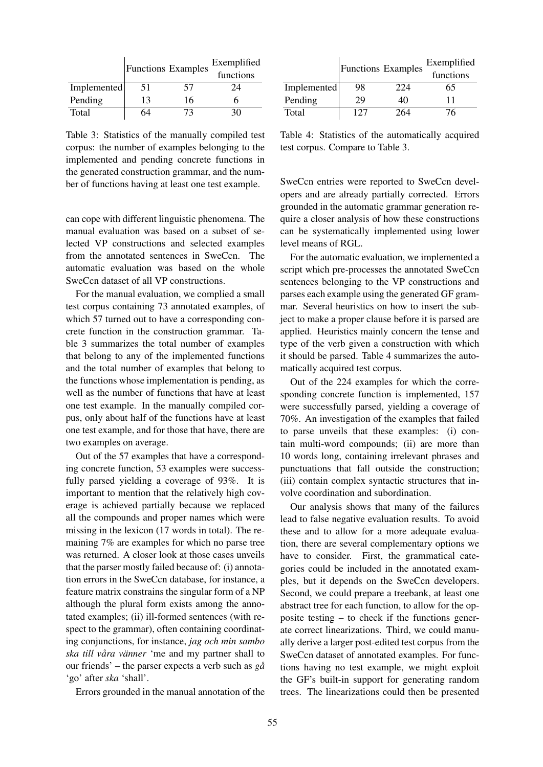| | Functions | Examples | Exemplified functions |
|---|---|---|---|
| Implemented | 51 | 57 | 24 |
| Pending | 13 | 16 | 6 |
| Total | 64 | 73 | 30 |

Table 3: Statistics of the manually compiled test corpus: the number of examples belonging to the implemented and pending concrete functions in the generated construction grammar, and the number of functions having at least one test example.

| | Functions | Examples | Exemplified functions |
|---|---|---|---|
| Implemented | 98 | 224 | 65 |
| Pending | 29 | 40 | 11 |
| Total | 127 | 264 | 76 |

Table 4: Statistics of the automatically acquired test corpus. Compare to Table 3.

can cope with different linguistic phenomena. The manual evaluation was based on a subset of selected VP constructions and selected examples from the annotated sentences in SweCcn. The automatic evaluation was based on the whole SweCcn dataset of all VP constructions.

For the manual evaluation, we complied a small test corpus containing 73 annotated examples, of which 57 turned out to have a corresponding concrete function in the construction grammar. Table 3 summarizes the total number of examples that belong to any of the implemented functions and the total number of examples that belong to the functions whose implementation is pending, as well as the number of functions that have at least one test example. In the manually compiled corpus, only about half of the functions have at least one test example, and for those that have, there are two examples on average.

Out of the 57 examples that have a corresponding concrete function, 53 examples were successfully parsed yielding a coverage of 93%. It is important to mention that the relatively high coverage is achieved partially because we replaced all the compounds and proper names which were missing in the lexicon (17 words in total). The remaining 7% are examples for which no parse tree was returned. A closer look at those cases unveils that the parser mostly failed because of: (i) annotation errors in the SweCcn database, for instance, a feature matrix constrains the singular form of a NP although the plural form exists among the annotated examples; (ii) ill-formed sentences (with respect to the grammar), often containing coordinating conjunctions, for instance, *jag och min sambo ska till våra vänner* 'me and my partner shall to our friends' – the parser expects a verb such as *gå* 'go' after *ska* 'shall'.

Errors grounded in the manual annotation of the SweCcn entries were reported to SweCcn developers and are already partially corrected. Errors grounded in the automatic grammar generation require a closer analysis of how these constructions can be systematically implemented using lower level means of RGL.

For the automatic evaluation, we implemented a script which pre-processes the annotated SweCcn sentences belonging to the VP constructions and parses each example using the generated GF grammar. Several heuristics on how to insert the subject to make a proper clause before it is parsed are applied. Heuristics mainly concern the tense and type of the verb given a construction with which it should be parsed. Table 4 summarizes the automatically acquired test corpus.

Out of the 224 examples for which the corresponding concrete function is implemented, 157 were successfully parsed, yielding a coverage of 70%. An investigation of the examples that failed to parse unveils that these examples: (i) contain multi-word compounds; (ii) are more than 10 words long, containing irrelevant phrases and punctuations that fall outside the construction; (iii) contain complex syntactic structures that involve coordination and subordination.

Our analysis shows that many of the failures lead to false negative evaluation results. To avoid these and to allow for a more adequate evaluation, there are several complementary options we have to consider. First, the grammatical categories could be included in the annotated examples, but it depends on the SweCcn developers. Second, we could prepare a treebank, at least one abstract tree for each function, to allow for the opposite testing – to check if the functions generate correct linearizations. Third, we could manually derive a larger post-edited test corpus from the SweCcn dataset of annotated examples. For functions having no test example, we might exploit the GF's built-in support for generating random trees. The linearizations could then be presented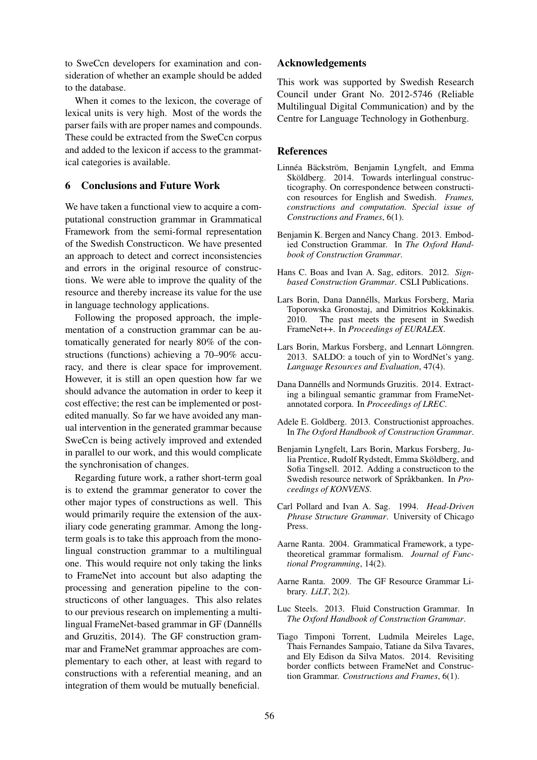to SweCcn developers for examination and consideration of whether an example should be added to the database.

When it comes to the lexicon, the coverage of lexical units is very high. Most of the words the parser fails with are proper names and compounds. These could be extracted from the SweCcn corpus and added to the lexicon if access to the grammatical categories is available.

## 6 Conclusions and Future Work

We have taken a functional view to acquire a computational construction grammar in Grammatical Framework from the semi-formal representation of the Swedish Constructicon. We have presented an approach to detect and correct inconsistencies and errors in the original resource of constructions. We were able to improve the quality of the resource and thereby increase its value for the use in language technology applications.

Following the proposed approach, the implementation of a construction grammar can be automatically generated for nearly 80% of the constructions (functions) achieving a 70–90% accuracy, and there is clear space for improvement. However, it is still an open question how far we should advance the automation in order to keep it cost effective; the rest can be implemented or post-edited manually. So far we have avoided any manual intervention in the generated grammar because SweCcn is being actively improved and extended in parallel to our work, and this would complicate the synchronisation of changes.

Regarding future work, a rather short-term goal is to extend the grammar generator to cover the other major types of constructions as well. This would primarily require the extension of the auxiliary code generating grammar. Among the long-term goals is to take this approach from the monolingual construction grammar to a multilingual one. This would require not only taking the links to FrameNet into account but also adapting the processing and generation pipeline to the constructicons of other languages. This also relates to our previous research on implementing a multilingual FrameNet-based grammar in GF (Dannélls and Gruzitis, 2014). The GF construction grammar and FrameNet grammar approaches are complementary to each other, at least with regard to constructions with a referential meaning, and an integration of them would be mutually beneficial.

## Acknowledgements

This work was supported by Swedish Research Council under Grant No. 2012-5746 (Reliable Multilingual Digital Communication) and by the Centre for Language Technology in Gothenburg.

## References

Linnéa Bäckström, Benjamin Lyngfelt, and Emma Sköldberg. 2014. Towards interlingual constructicography. On correspondence between constructicon resources for English and Swedish. *Frames, constructions and computation. Special issue of Constructions and Frames*, 6(1).

Benjamin K. Bergen and Nancy Chang. 2013. Embodied Construction Grammar. In *The Oxford Handbook of Construction Grammar*.

Hans C. Boas and Ivan A. Sag, editors. 2012. *Sign-based Construction Grammar*. CSLI Publications.

Lars Borin, Dana Dannélls, Markus Forsberg, Maria Toporowska Gronostaj, and Dimitrios Kokkinakis. 2010. The past meets the present in Swedish FrameNet++. In *Proceedings of EURALEX*.

Lars Borin, Markus Forsberg, and Lennart Lönngren. 2013. SALDO: a touch of yin to WordNet's yang. *Language Resources and Evaluation*, 47(4).

Dana Dannélls and Normunds Gruzitis. 2014. Extracting a bilingual semantic grammar from FrameNet-annotated corpora. In *Proceedings of LREC*.

Adele E. Goldberg. 2013. Constructionist approaches. In *The Oxford Handbook of Construction Grammar*.

Benjamin Lyngfelt, Lars Borin, Markus Forsberg, Julia Prentice, Rudolf Rydstedt, Emma Sköldberg, and Sofia Tingsell. 2012. Adding a constructicon to the Swedish resource network of Språkbanken. In *Proceedings of KONVENS*.

Carl Pollard and Ivan A. Sag. 1994. *Head-Driven Phrase Structure Grammar*. University of Chicago Press.

Aarne Ranta. 2004. Grammatical Framework, a type-theoretical grammar formalism. *Journal of Functional Programming*, 14(2).

Aarne Ranta. 2009. The GF Resource Grammar Library. *LiLT*, 2(2).

Luc Steels. 2013. Fluid Construction Grammar. In *The Oxford Handbook of Construction Grammar*.

Tiago Timponi Torrent, Ludmila Meireles Lage, Thais Fernandes Sampaio, Tatiane da Silva Tavares, and Ely Edison da Silva Matos. 2014. Revisiting border conflicts between FrameNet and Construction Grammar. *Constructions and Frames*, 6(1).